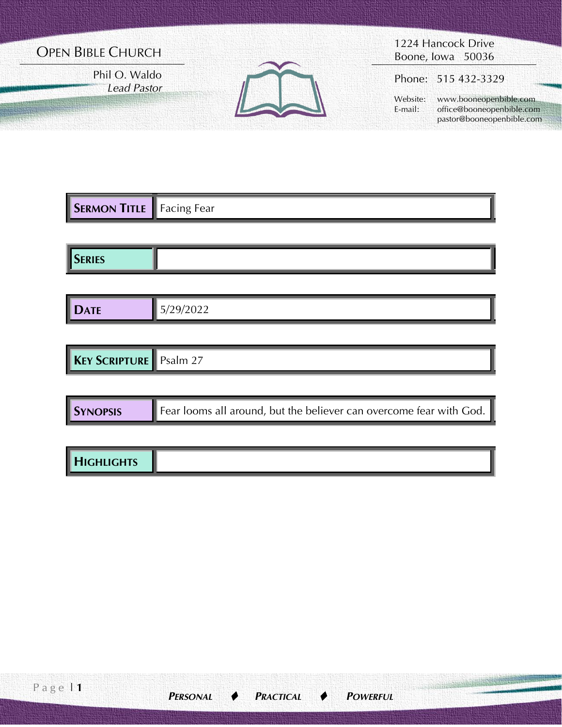# Open Bible Church

Phil O. Waldo
*Lead Pastor*

1224 Hancock Drive
Boone, Iowa 50036

Phone: 515 432-3329

Website: www.booneopenbible.com
E-mail: office@booneopenbible.com
pastor@booneopenbible.com

| | |
|---|---|
| **Sermon Title** | Facing Fear |
| **Series** | |
| **Date** | 5/29/2022 |
| **Key Scripture** | Psalm 27 |
| **Synopsis** | Fear looms all around, but the believer can overcome fear with God. |
| **Highlights** | |

***Personal* ♦ *Practical* ♦ *Powerful***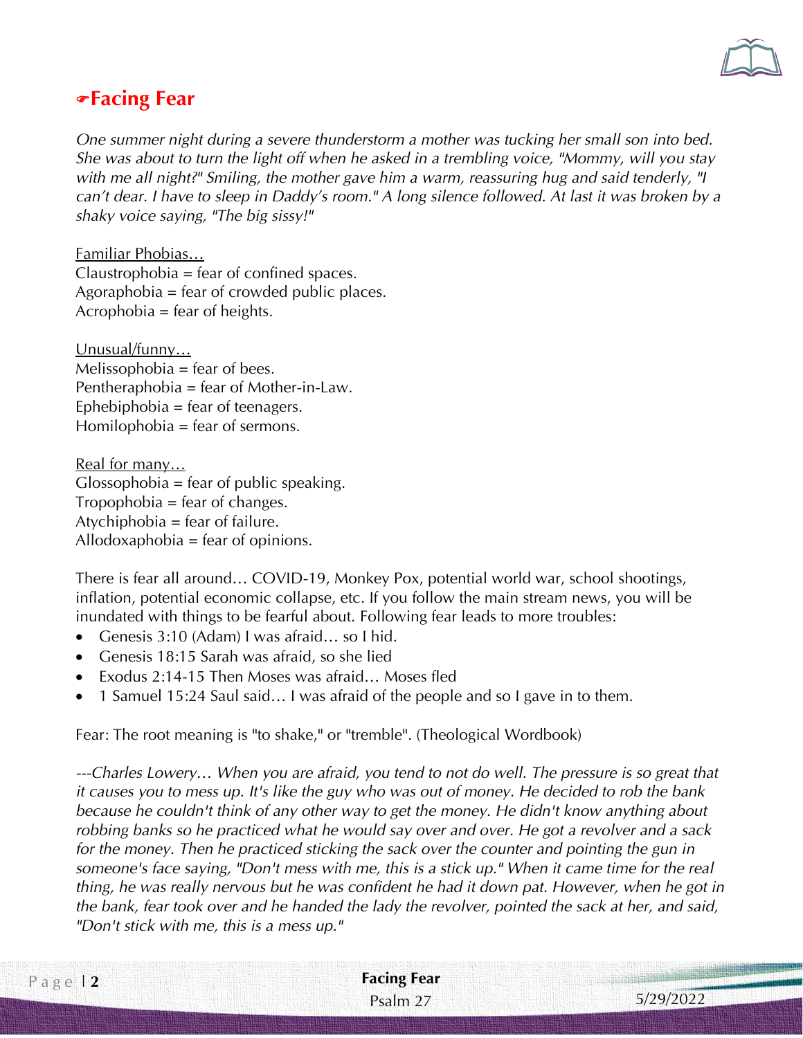## ☛Facing Fear

*One summer night during a severe thunderstorm a mother was tucking her small son into bed. She was about to turn the light off when he asked in a trembling voice, "Mommy, will you stay with me all night?" Smiling, the mother gave him a warm, reassuring hug and said tenderly, "I can't dear. I have to sleep in Daddy's room." A long silence followed. At last it was broken by a shaky voice saying, "The big sissy!"*

Familiar Phobias…
Claustrophobia = fear of confined spaces.
Agoraphobia = fear of crowded public places.
Acrophobia = fear of heights.

Unusual/funny…
Melissophobia = fear of bees.
Pentheraphobia = fear of Mother-in-Law.
Ephebiphobia = fear of teenagers.
Homilophobia = fear of sermons.

Real for many…
Glossophobia = fear of public speaking.
Tropophobia = fear of changes.
Atychiphobia = fear of failure.
Allodoxaphobia = fear of opinions.

There is fear all around… COVID-19, Monkey Pox, potential world war, school shootings, inflation, potential economic collapse, etc. If you follow the main stream news, you will be inundated with things to be fearful about. Following fear leads to more troubles:

- Genesis 3:10 (Adam) I was afraid… so I hid.
- Genesis 18:15 Sarah was afraid, so she lied
- Exodus 2:14-15 Then Moses was afraid… Moses fled
- 1 Samuel 15:24 Saul said… I was afraid of the people and so I gave in to them.

Fear: The root meaning is "to shake," or "tremble". (Theological Wordbook)

*---Charles Lowery… When you are afraid, you tend to not do well. The pressure is so great that it causes you to mess up. It's like the guy who was out of money. He decided to rob the bank because he couldn't think of any other way to get the money. He didn't know anything about robbing banks so he practiced what he would say over and over. He got a revolver and a sack for the money. Then he practiced sticking the sack over the counter and pointing the gun in someone's face saying, "Don't mess with me, this is a stick up." When it came time for the real thing, he was really nervous but he was confident he had it down pat. However, when he got in the bank, fear took over and he handed the lady the revolver, pointed the sack at her, and said, "Don't stick with me, this is a mess up."*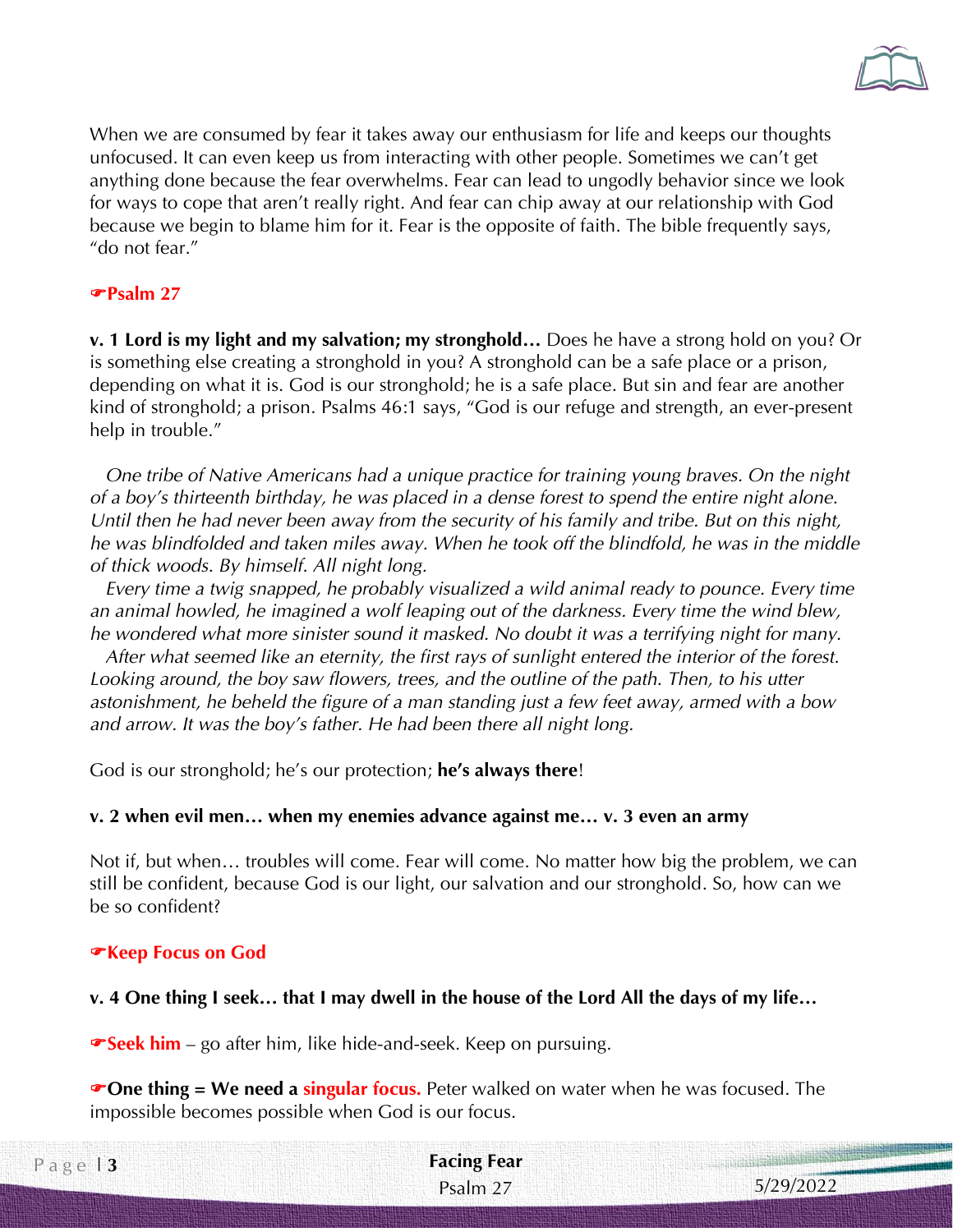When we are consumed by fear it takes away our enthusiasm for life and keeps our thoughts unfocused. It can even keep us from interacting with other people. Sometimes we can't get anything done because the fear overwhelms. Fear can lead to ungodly behavior since we look for ways to cope that aren't really right. And fear can chip away at our relationship with God because we begin to blame him for it. Fear is the opposite of faith. The bible frequently says, "do not fear."

**☞Psalm 27**

**v. 1 Lord is my light and my salvation; my stronghold…** Does he have a strong hold on you? Or is something else creating a stronghold in you? A stronghold can be a safe place or a prison, depending on what it is. God is our stronghold; he is a safe place. But sin and fear are another kind of stronghold; a prison. Psalms 46:1 says, "God is our refuge and strength, an ever-present help in trouble."

*One tribe of Native Americans had a unique practice for training young braves. On the night of a boy's thirteenth birthday, he was placed in a dense forest to spend the entire night alone. Until then he had never been away from the security of his family and tribe. But on this night, he was blindfolded and taken miles away. When he took off the blindfold, he was in the middle of thick woods. By himself. All night long.*

*Every time a twig snapped, he probably visualized a wild animal ready to pounce. Every time an animal howled, he imagined a wolf leaping out of the darkness. Every time the wind blew, he wondered what more sinister sound it masked. No doubt it was a terrifying night for many.*

*After what seemed like an eternity, the first rays of sunlight entered the interior of the forest. Looking around, the boy saw flowers, trees, and the outline of the path. Then, to his utter astonishment, he beheld the figure of a man standing just a few feet away, armed with a bow and arrow. It was the boy's father. He had been there all night long.*

God is our stronghold; he's our protection; **he's always there**!

**v. 2 when evil men… when my enemies advance against me… v. 3 even an army**

Not if, but when… troubles will come. Fear will come. No matter how big the problem, we can still be confident, because God is our light, our salvation and our stronghold. So, how can we be so confident?

**☞Keep Focus on God**

**v. 4 One thing I seek… that I may dwell in the house of the Lord All the days of my life…**

**☞Seek him** – go after him, like hide-and-seek. Keep on pursuing.

**☞One thing = We need a singular focus.** Peter walked on water when he was focused. The impossible becomes possible when God is our focus.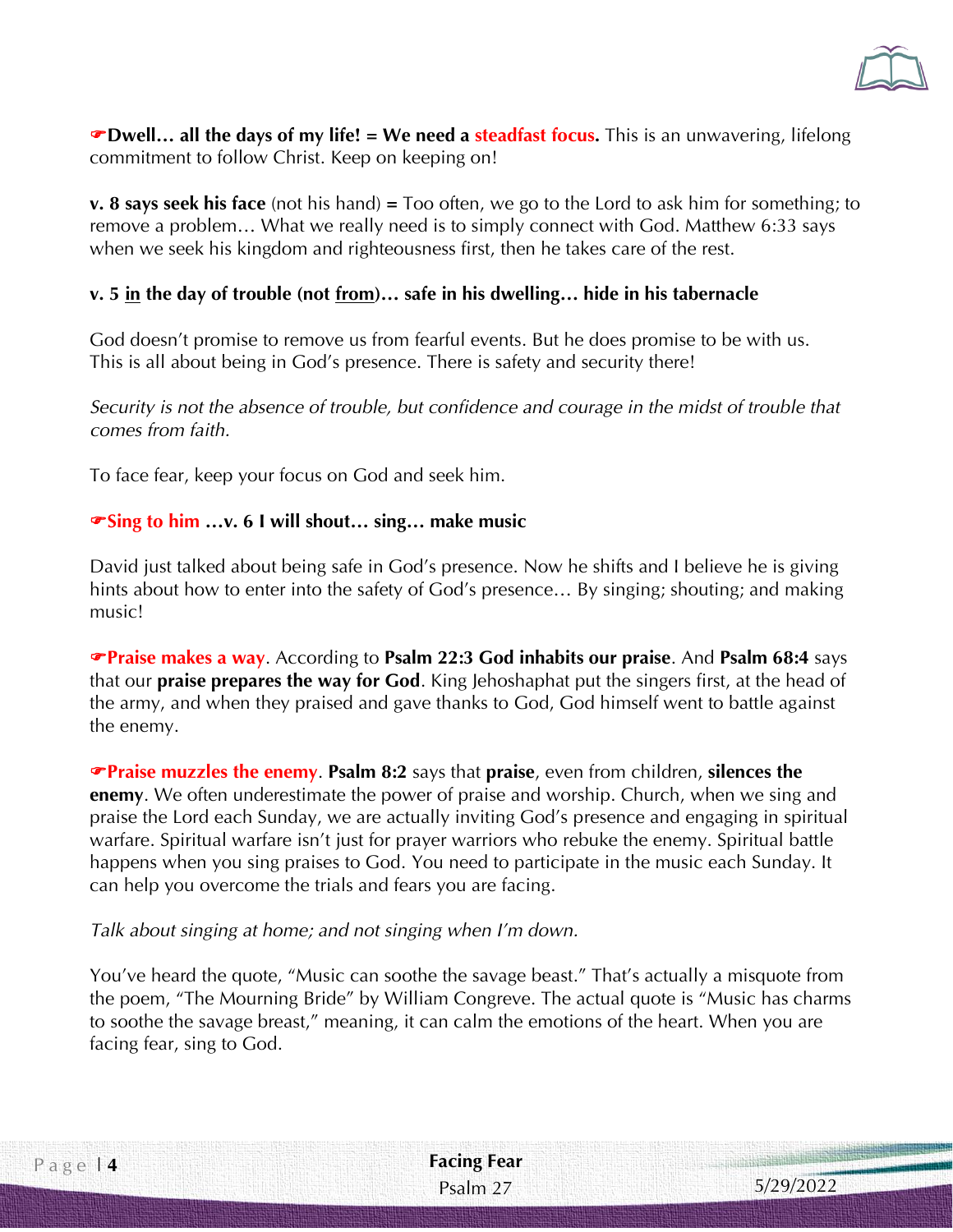☛**Dwell… all the days of my life! = We need a steadfast focus.** This is an unwavering, lifelong commitment to follow Christ. Keep on keeping on!

**v. 8 says seek his face** (not his hand) **=** Too often, we go to the Lord to ask him for something; to remove a problem… What we really need is to simply connect with God. Matthew 6:33 says when we seek his kingdom and righteousness first, then he takes care of the rest.

**v. 5 <u>in</u> the day of trouble (not <u>from</u>)… safe in his dwelling… hide in his tabernacle**

God doesn't promise to remove us from fearful events. But he does promise to be with us. This is all about being in God's presence. There is safety and security there!

*Security is not the absence of trouble, but confidence and courage in the midst of trouble that comes from faith.*

To face fear, keep your focus on God and seek him.

☛**Sing to him …v. 6 I will shout… sing… make music**

David just talked about being safe in God's presence. Now he shifts and I believe he is giving hints about how to enter into the safety of God's presence… By singing; shouting; and making music!

☛**Praise makes a way**. According to **Psalm 22:3 God inhabits our praise**. And **Psalm 68:4** says that our **praise prepares the way for God**. King Jehoshaphat put the singers first, at the head of the army, and when they praised and gave thanks to God, God himself went to battle against the enemy.

☛**Praise muzzles the enemy**. **Psalm 8:2** says that **praise**, even from children, **silences the enemy**. We often underestimate the power of praise and worship. Church, when we sing and praise the Lord each Sunday, we are actually inviting God's presence and engaging in spiritual warfare. Spiritual warfare isn't just for prayer warriors who rebuke the enemy. Spiritual battle happens when you sing praises to God. You need to participate in the music each Sunday. It can help you overcome the trials and fears you are facing.

*Talk about singing at home; and not singing when I'm down.*

You've heard the quote, "Music can soothe the savage beast." That's actually a misquote from the poem, "The Mourning Bride" by William Congreve. The actual quote is "Music has charms to soothe the savage breast," meaning, it can calm the emotions of the heart. When you are facing fear, sing to God.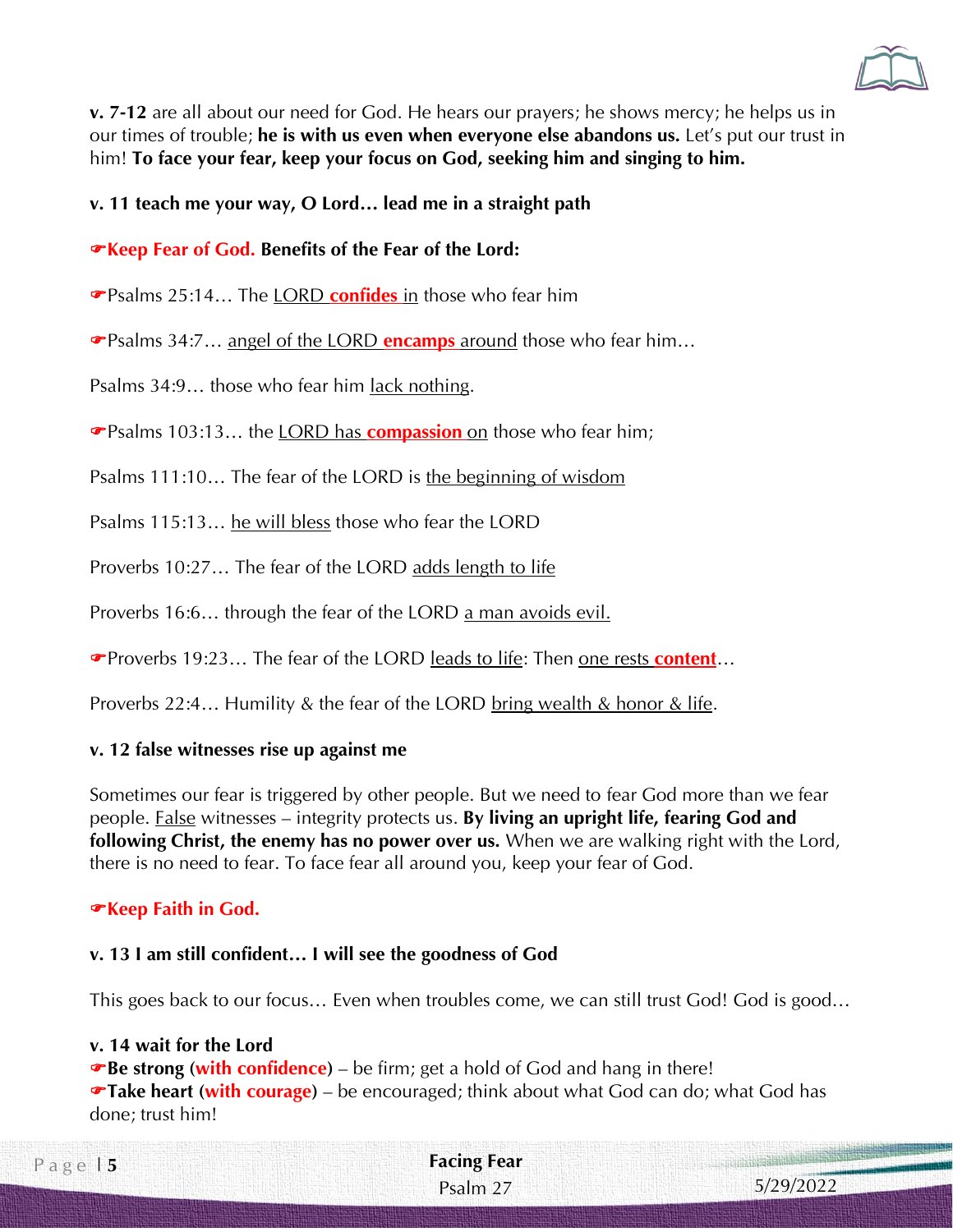**v. 7-12** are all about our need for God. He hears our prayers; he shows mercy; he helps us in our times of trouble; **he is with us even when everyone else abandons us.** Let's put our trust in him! **To face your fear, keep your focus on God, seeking him and singing to him.**

**v. 11 teach me your way, O Lord… lead me in a straight path**

☛**Keep Fear of God. Benefits of the Fear of the Lord:**

☛Psalms 25:14… The LORD **confides** in those who fear him

☛Psalms 34:7… angel of the LORD **encamps** around those who fear him…

Psalms 34:9… those who fear him lack nothing.

☛Psalms 103:13… the LORD has **compassion** on those who fear him;

Psalms 111:10… The fear of the LORD is the beginning of wisdom

Psalms 115:13… he will bless those who fear the LORD

Proverbs 10:27… The fear of the LORD adds length to life

Proverbs 16:6… through the fear of the LORD a man avoids evil.

☛Proverbs 19:23… The fear of the LORD leads to life: Then one rests **content**…

Proverbs 22:4… Humility & the fear of the LORD bring wealth & honor & life.

**v. 12 false witnesses rise up against me**

Sometimes our fear is triggered by other people. But we need to fear God more than we fear people. False witnesses – integrity protects us. **By living an upright life, fearing God and following Christ, the enemy has no power over us.** When we are walking right with the Lord, there is no need to fear. To face fear all around you, keep your fear of God.

☛**Keep Faith in God.**

**v. 13 I am still confident… I will see the goodness of God**

This goes back to our focus… Even when troubles come, we can still trust God! God is good…

**v. 14 wait for the Lord**

☛**Be strong (with confidence)** – be firm; get a hold of God and hang in there!
☛**Take heart (with courage)** – be encouraged; think about what God can do; what God has done; trust him!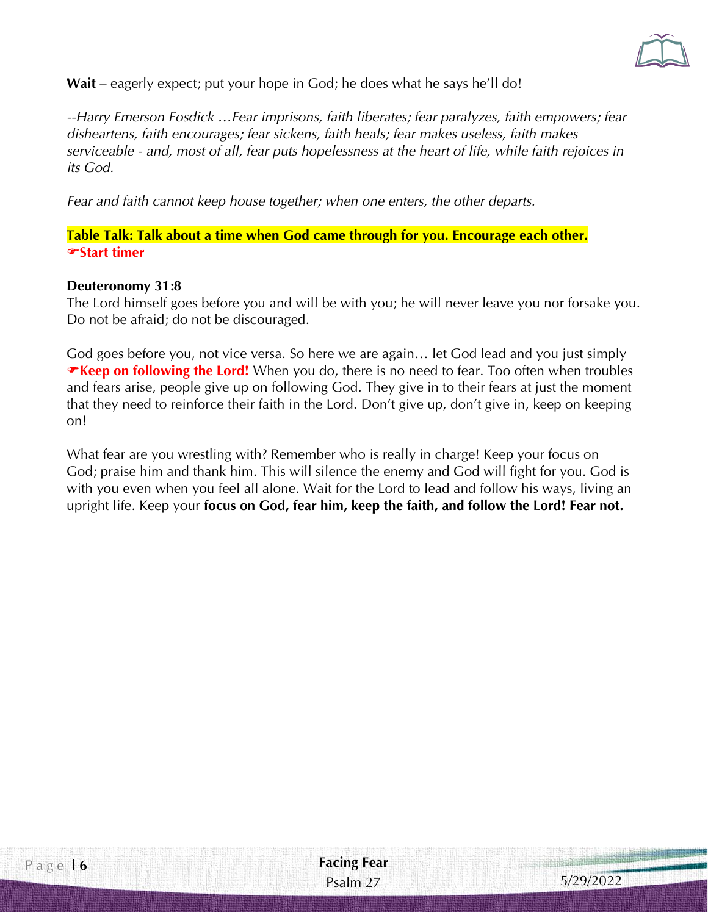**Wait** – eagerly expect; put your hope in God; he does what he says he'll do!

*--Harry Emerson Fosdick …Fear imprisons, faith liberates; fear paralyzes, faith empowers; fear disheartens, faith encourages; fear sickens, faith heals; fear makes useless, faith makes serviceable - and, most of all, fear puts hopelessness at the heart of life, while faith rejoices in its God.*

*Fear and faith cannot keep house together; when one enters, the other departs.*

**Table Talk: Talk about a time when God came through for you. Encourage each other.**
**☛Start timer**

**Deuteronomy 31:8**
The Lord himself goes before you and will be with you; he will never leave you nor forsake you. Do not be afraid; do not be discouraged.

God goes before you, not vice versa. So here we are again… let God lead and you just simply **☛Keep on following the Lord!** When you do, there is no need to fear. Too often when troubles and fears arise, people give up on following God. They give in to their fears at just the moment that they need to reinforce their faith in the Lord. Don't give up, don't give in, keep on keeping on!

What fear are you wrestling with? Remember who is really in charge! Keep your focus on God; praise him and thank him. This will silence the enemy and God will fight for you. God is with you even when you feel all alone. Wait for the Lord to lead and follow his ways, living an upright life. Keep your **focus on God, fear him, keep the faith, and follow the Lord! Fear not.**